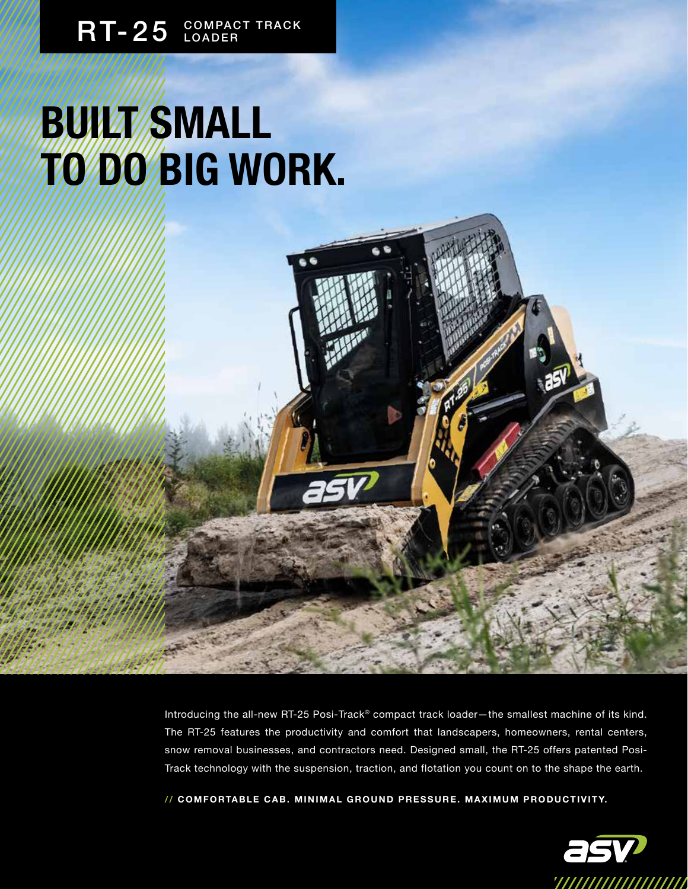RT-25 COMPACT TRACK LOADER

# BUILT SMALL TO DO BIG WORK.

Introducing the all-new RT-25 Posi-Track® compact track loader—the smallest machine of its kind. The RT-25 features the productivity and comfort that landscapers, homeowners, rental centers, snow removal businesses, and contractors need. Designed small, the RT-25 offers patented Posi-Track technology with the suspension, traction, and flotation you count on to the shape the earth.

// **COMFORTABLE CAB. MINIMAL GROUND PRESSURE. MAXIMUM PRODUCTIVITY.**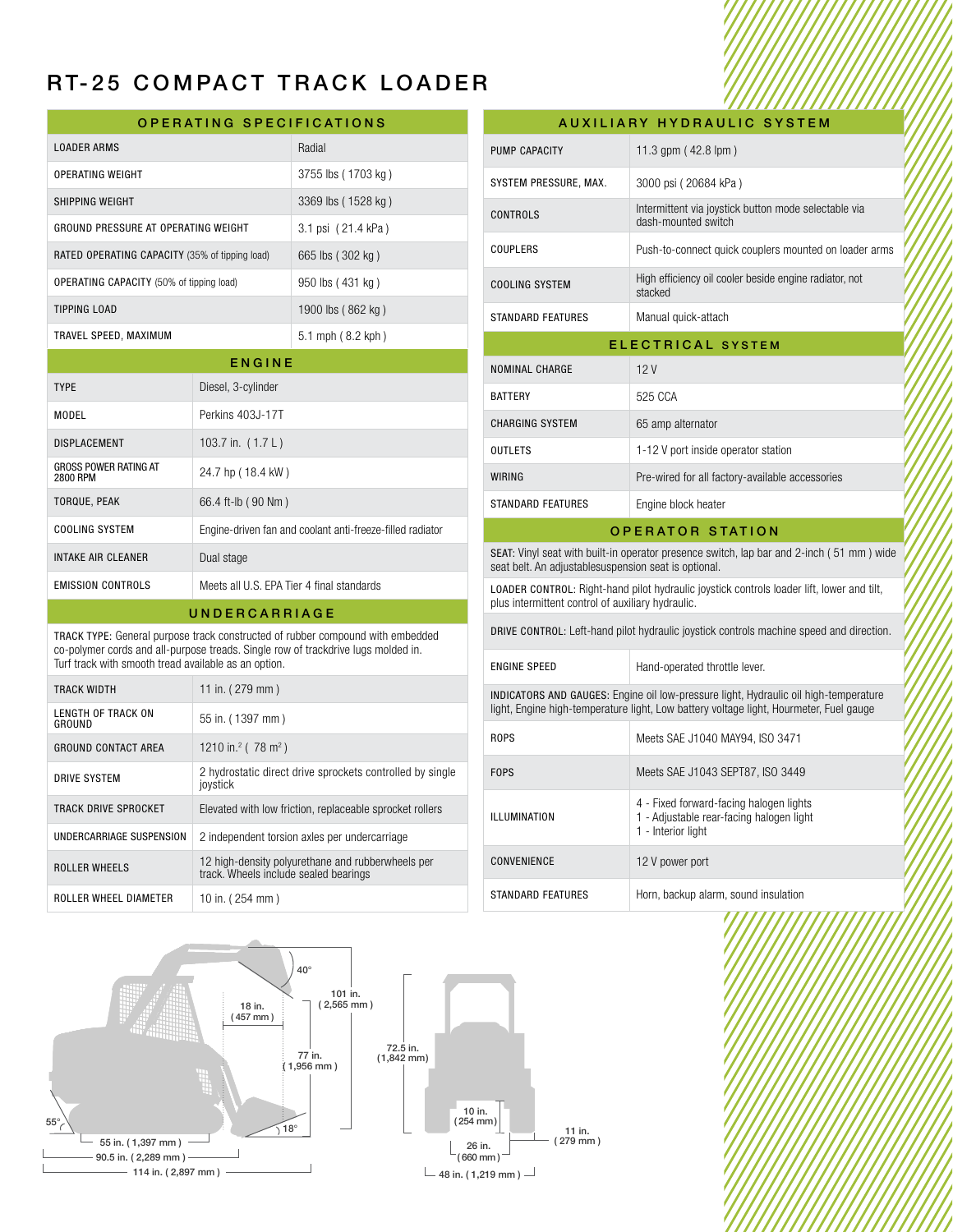# RT-25 COMPACT TRACK LOADER

## OPERATING SPECIFICATIONS

| | |
|---|---|
| LOADER ARMS | Radial |
| OPERATING WEIGHT | 3755 lbs ( 1703 kg ) |
| SHIPPING WEIGHT | 3369 lbs ( 1528 kg ) |
| GROUND PRESSURE AT OPERATING WEIGHT | 3.1 psi ( 21.4 kPa ) |
| RATED OPERATING CAPACITY (35% of tipping load) | 665 lbs ( 302 kg ) |
| OPERATING CAPACITY (50% of tipping load) | 950 lbs ( 431 kg ) |
| TIPPING LOAD | 1900 lbs ( 862 kg ) |
| TRAVEL SPEED, MAXIMUM | 5.1 mph ( 8.2 kph ) |

## ENGINE

| | |
|---|---|
| TYPE | Diesel, 3-cylinder |
| MODEL | Perkins 403J-17T |
| DISPLACEMENT | 103.7 in. ( 1.7 L ) |
| GROSS POWER RATING AT 2800 RPM | 24.7 hp ( 18.4 kW ) |
| TORQUE, PEAK | 66.4 ft-lb ( 90 Nm ) |
| COOLING SYSTEM | Engine-driven fan and coolant anti-freeze-filled radiator |
| INTAKE AIR CLEANER | Dual stage |
| EMISSION CONTROLS | Meets all U.S. EPA Tier 4 final standards |

## UNDERCARRIAGE

TRACK TYPE: General purpose track constructed of rubber compound with embedded co-polymer cords and all-purpose treads. Single row of trackdrive lugs molded in. Turf track with smooth tread available as an option.

| | |
|---|---|
| TRACK WIDTH | 11 in. ( 279 mm ) |
| LENGTH OF TRACK ON GROUND | 55 in. ( 1397 mm ) |
| GROUND CONTACT AREA | 1210 in.$^2$ ( 78 m$^2$ ) |
| DRIVE SYSTEM | 2 hydrostatic direct drive sprockets controlled by single joystick |
| TRACK DRIVE SPROCKET | Elevated with low friction, replaceable sprocket rollers |
| UNDERCARRIAGE SUSPENSION | 2 independent torsion axles per undercarriage |
| ROLLER WHEELS | 12 high-density polyurethane and rubberwheels per track. Wheels include sealed bearings |
| ROLLER WHEEL DIAMETER | 10 in. ( 254 mm ) |

## AUXILIARY HYDRAULIC SYSTEM

| | |
|---|---|
| PUMP CAPACITY | 11.3 gpm ( 42.8 lpm ) |
| SYSTEM PRESSURE, MAX. | 3000 psi ( 20684 kPa ) |
| CONTROLS | Intermittent via joystick button mode selectable via dash-mounted switch |
| COUPLERS | Push-to-connect quick couplers mounted on loader arms |
| COOLING SYSTEM | High efficiency oil cooler beside engine radiator, not stacked |
| STANDARD FEATURES | Manual quick-attach |

## ELECTRICAL SYSTEM

| | |
|---|---|
| NOMINAL CHARGE | 12 V |
| BATTERY | 525 CCA |
| CHARGING SYSTEM | 65 amp alternator |
| OUTLETS | 1-12 V port inside operator station |
| WIRING | Pre-wired for all factory-available accessories |
| STANDARD FEATURES | Engine block heater |

## OPERATOR STATION

SEAT: Vinyl seat with built-in operator presence switch, lap bar and 2-inch ( 51 mm ) wide seat belt. An adjustablesuspension seat is optional.

LOADER CONTROL: Right-hand pilot hydraulic joystick controls loader lift, lower and tilt, plus intermittent control of auxiliary hydraulic.

DRIVE CONTROL: Left-hand pilot hydraulic joystick controls machine speed and direction.

| | |
|---|---|
| ENGINE SPEED | Hand-operated throttle lever. |

INDICATORS AND GAUGES: Engine oil low-pressure light, Hydraulic oil high-temperature light, Engine high-temperature light, Low battery voltage light, Hourmeter, Fuel gauge

| | |
|---|---|
| ROPS | Meets SAE J1040 MAY94, ISO 3471 |
| FOPS | Meets SAE J1043 SEPT87, ISO 3449 |
| ILLUMINATION | 4 - Fixed forward-facing halogen lights<br>1 - Adjustable rear-facing halogen light<br>1 - Interior light |
| CONVENIENCE | 12 V power port |
| STANDARD FEATURES | Horn, backup alarm, sound insulation |

40°
101 in. ( 2,565 mm )
18 in. ( 457 mm )
77 in. ( 1,956 mm )
55°
18°
55 in. ( 1,397 mm )
90.5 in. ( 2,289 mm )
114 in. ( 2,897 mm )

72.5 in. ( 1,842 mm)
10 in. ( 254 mm)
26 in. ( 660 mm )
11 in. ( 279 mm )
48 in. ( 1,219 mm )